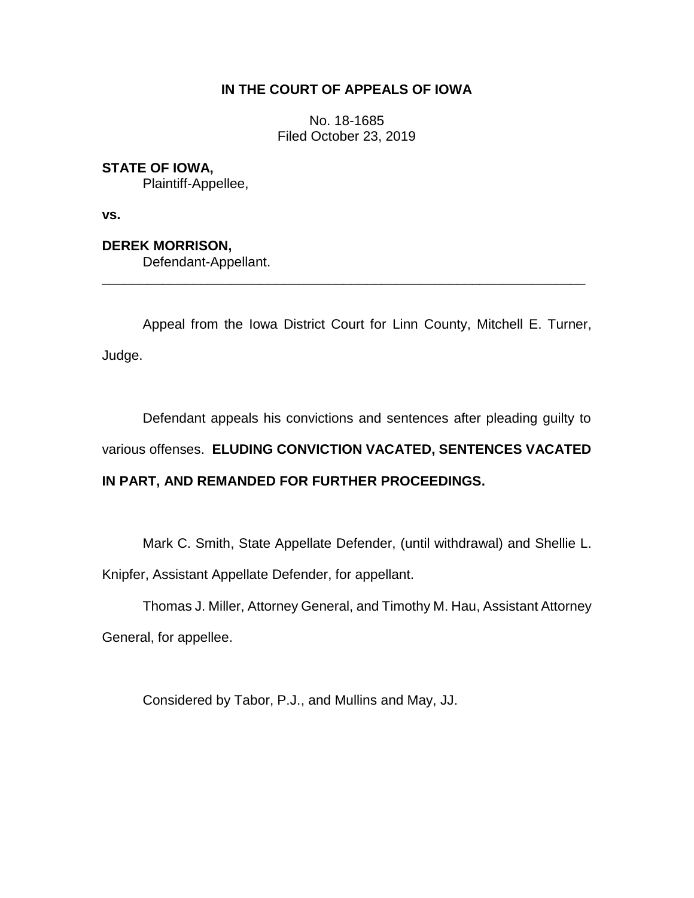# IN THE COURT OF APPEALS OF IOWA

No. 18-1685
Filed October 23, 2019

**STATE OF IOWA,**
Plaintiff-Appellee,

**vs.**

**DEREK MORRISON,**
Defendant-Appellant.

---

Appeal from the Iowa District Court for Linn County, Mitchell E. Turner, Judge.

Defendant appeals his convictions and sentences after pleading guilty to various offenses. **ELUDING CONVICTION VACATED, SENTENCES VACATED IN PART, AND REMANDED FOR FURTHER PROCEEDINGS.**

Mark C. Smith, State Appellate Defender, (until withdrawal) and Shellie L. Knipfer, Assistant Appellate Defender, for appellant.

Thomas J. Miller, Attorney General, and Timothy M. Hau, Assistant Attorney General, for appellee.

Considered by Tabor, P.J., and Mullins and May, JJ.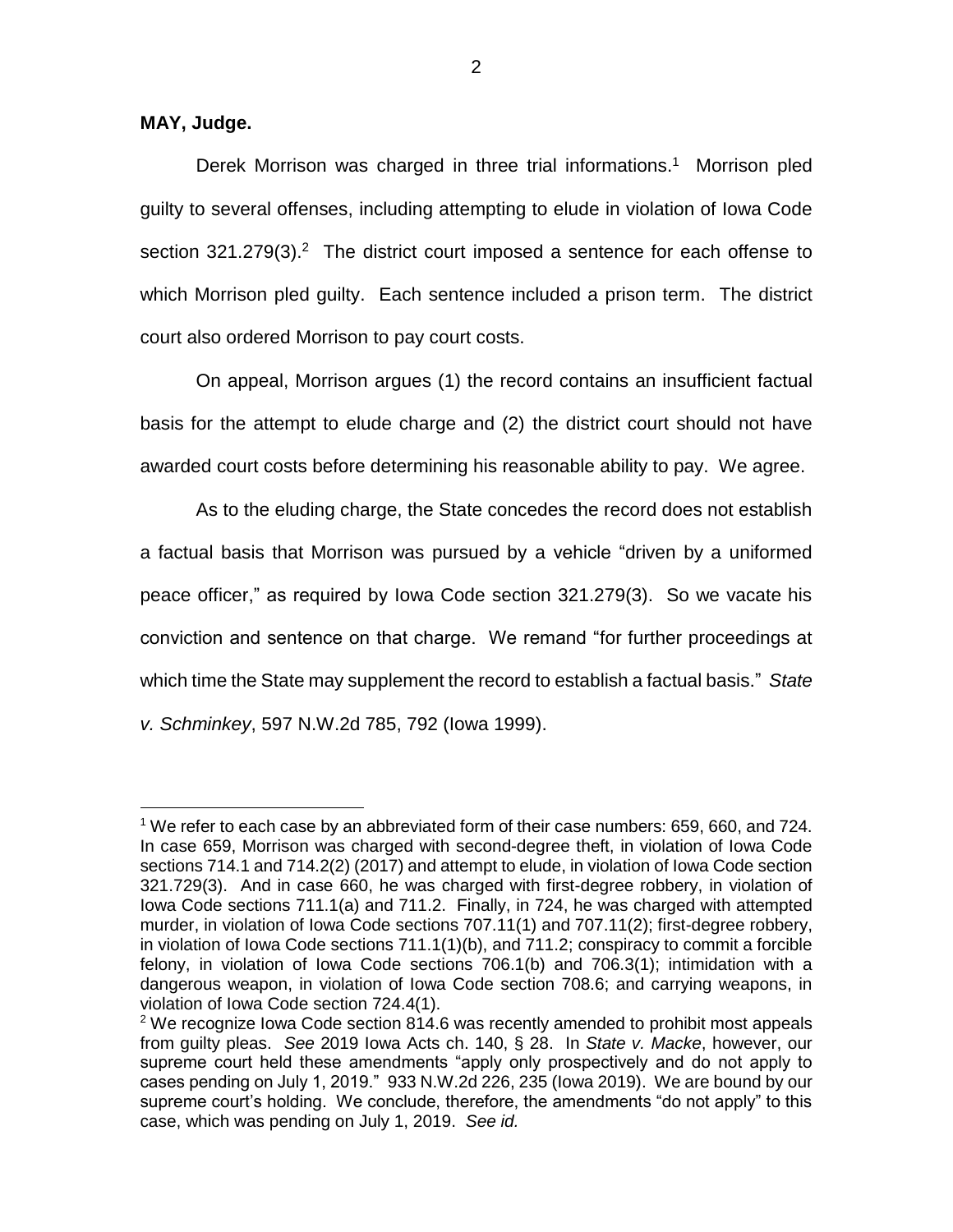**MAY, Judge.**

Derek Morrison was charged in three trial informations.[1] Morrison pled guilty to several offenses, including attempting to elude in violation of Iowa Code section 321.279(3).[2] The district court imposed a sentence for each offense to which Morrison pled guilty. Each sentence included a prison term. The district court also ordered Morrison to pay court costs.

On appeal, Morrison argues (1) the record contains an insufficient factual basis for the attempt to elude charge and (2) the district court should not have awarded court costs before determining his reasonable ability to pay. We agree.

As to the eluding charge, the State concedes the record does not establish a factual basis that Morrison was pursued by a vehicle "driven by a uniformed peace officer," as required by Iowa Code section 321.279(3). So we vacate his conviction and sentence on that charge. We remand "for further proceedings at which time the State may supplement the record to establish a factual basis." *State v. Schminkey*, 597 N.W.2d 785, 792 (Iowa 1999).

---

[1] We refer to each case by an abbreviated form of their case numbers: 659, 660, and 724. In case 659, Morrison was charged with second-degree theft, in violation of Iowa Code sections 714.1 and 714.2(2) (2017) and attempt to elude, in violation of Iowa Code section 321.729(3). And in case 660, he was charged with first-degree robbery, in violation of Iowa Code sections 711.1(a) and 711.2. Finally, in 724, he was charged with attempted murder, in violation of Iowa Code sections 707.11(1) and 707.11(2); first-degree robbery, in violation of Iowa Code sections 711.1(1)(b), and 711.2; conspiracy to commit a forcible felony, in violation of Iowa Code sections 706.1(b) and 706.3(1); intimidation with a dangerous weapon, in violation of Iowa Code section 708.6; and carrying weapons, in violation of Iowa Code section 724.4(1).

[2] We recognize Iowa Code section 814.6 was recently amended to prohibit most appeals from guilty pleas. *See* 2019 Iowa Acts ch. 140, § 28. In *State v. Macke*, however, our supreme court held these amendments "apply only prospectively and do not apply to cases pending on July 1, 2019." 933 N.W.2d 226, 235 (Iowa 2019). We are bound by our supreme court's holding. We conclude, therefore, the amendments "do not apply" to this case, which was pending on July 1, 2019. *See id.*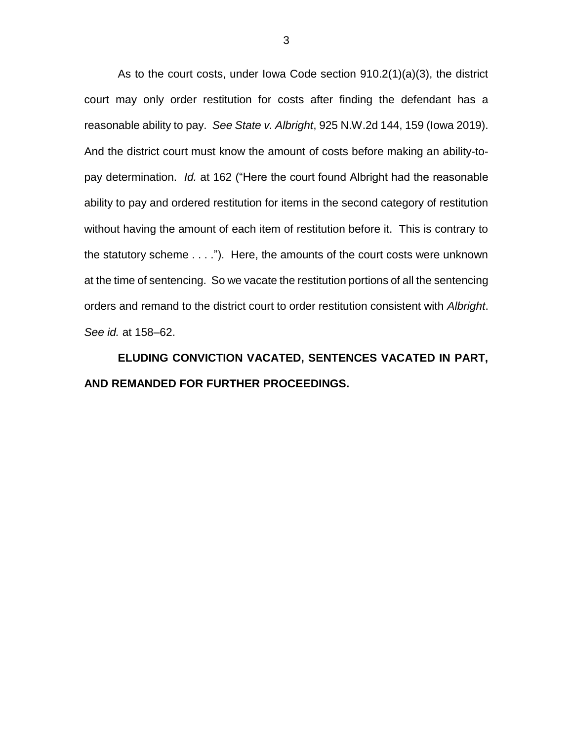As to the court costs, under Iowa Code section 910.2(1)(a)(3), the district court may only order restitution for costs after finding the defendant has a reasonable ability to pay. *See State v. Albright*, 925 N.W.2d 144, 159 (Iowa 2019). And the district court must know the amount of costs before making an ability-to-pay determination. *Id.* at 162 ("Here the court found Albright had the reasonable ability to pay and ordered restitution for items in the second category of restitution without having the amount of each item of restitution before it. This is contrary to the statutory scheme . . . ."). Here, the amounts of the court costs were unknown at the time of sentencing. So we vacate the restitution portions of all the sentencing orders and remand to the district court to order restitution consistent with *Albright*. *See id.* at 158–62.

**ELUDING CONVICTION VACATED, SENTENCES VACATED IN PART, AND REMANDED FOR FURTHER PROCEEDINGS.**